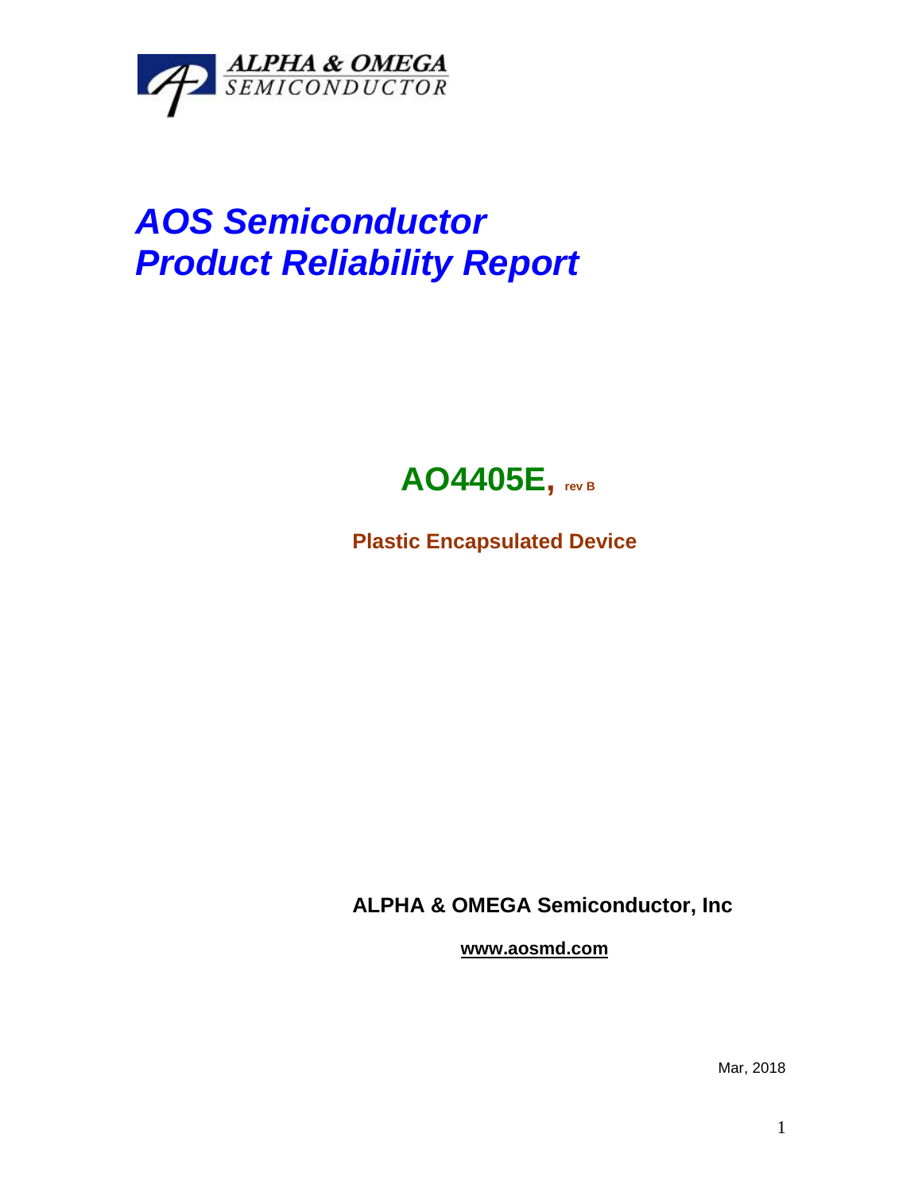ALPHA & OMEGA
SEMICONDUCTOR

# *AOS Semiconductor*
# *Product Reliability Report*

## AO4405E, rev B

**Plastic Encapsulated Device**

**ALPHA & OMEGA Semiconductor, Inc**

**www.aosmd.com**

Mar, 2018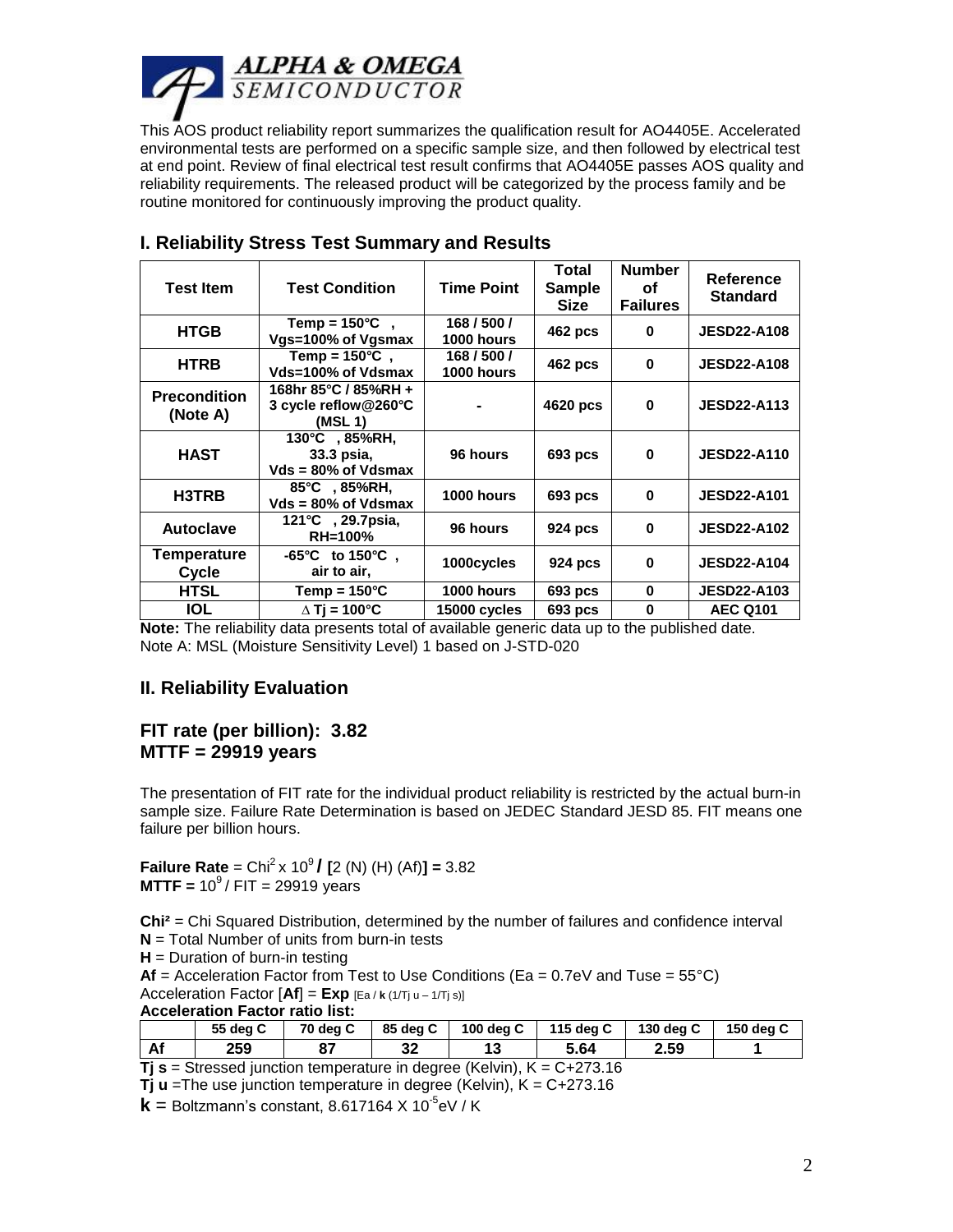ALPHA & OMEGA SEMICONDUCTOR

This AOS product reliability report summarizes the qualification result for AO4405E. Accelerated environmental tests are performed on a specific sample size, and then followed by electrical test at end point. Review of final electrical test result confirms that AO4405E passes AOS quality and reliability requirements. The released product will be categorized by the process family and be routine monitored for continuously improving the product quality.

## I. Reliability Stress Test Summary and Results

| Test Item | Test Condition | Time Point | Total Sample Size | Number of Failures | Reference Standard |
|---|---|---|---|---|---|
| HTGB | Temp = 150°C , Vgs=100% of Vgsmax | 168 / 500 / 1000 hours | 462 pcs | 0 | JESD22-A108 |
| HTRB | Temp = 150°C , Vds=100% of Vdsmax | 168 / 500 / 1000 hours | 462 pcs | 0 | JESD22-A108 |
| Precondition (Note A) | 168hr 85°C / 85%RH + 3 cycle reflow@260°C (MSL 1) | - | 4620 pcs | 0 | JESD22-A113 |
| HAST | 130°C , 85%RH, 33.3 psia, Vds = 80% of Vdsmax | 96 hours | 693 pcs | 0 | JESD22-A110 |
| H3TRB | 85°C , 85%RH, Vds = 80% of Vdsmax | 1000 hours | 693 pcs | 0 | JESD22-A101 |
| Autoclave | 121°C , 29.7psia, RH=100% | 96 hours | 924 pcs | 0 | JESD22-A102 |
| Temperature Cycle | -65°C to 150°C , air to air, | 1000cycles | 924 pcs | 0 | JESD22-A104 |
| HTSL | Temp = 150°C | 1000 hours | 693 pcs | 0 | JESD22-A103 |
| IOL | $\Delta$ Tj = 100°C | 15000 cycles | 693 pcs | 0 | AEC Q101 |

**Note:** The reliability data presents total of available generic data up to the published date.
Note A: MSL (Moisture Sensitivity Level) 1 based on J-STD-020

## II. Reliability Evaluation

### FIT rate (per billion): 3.82
### MTTF = 29919 years

The presentation of FIT rate for the individual product reliability is restricted by the actual burn-in sample size. Failure Rate Determination is based on JEDEC Standard JESD 85. FIT means one failure per billion hours.

**Failure Rate** = $Chi^2 \times 10^9$ **/ [**2 (N) (H) (Af)**] =** 3.82
**MTTF =** $10^9$ / FIT = 29919 years

**Chi²** = Chi Squared Distribution, determined by the number of failures and confidence interval
**N** = Total Number of units from burn-in tests
**H** = Duration of burn-in testing
**Af** = Acceleration Factor from Test to Use Conditions (Ea = 0.7eV and Tuse = 55°C)
Acceleration Factor [**Af**] = **Exp** [Ea / **k** (1/Tj u – 1/Tj s)]
**Acceleration Factor ratio list:**

| | 55 deg C | 70 deg C | 85 deg C | 100 deg C | 115 deg C | 130 deg C | 150 deg C |
|---|---|---|---|---|---|---|---|
| Af | 259 | 87 | 32 | 13 | 5.64 | 2.59 | 1 |

**Tj s** = Stressed junction temperature in degree (Kelvin), K = C+273.16
**Tj u** =The use junction temperature in degree (Kelvin), K = C+273.16
**k** = Boltzmann's constant, 8.617164 X $10^{-5}$eV / K